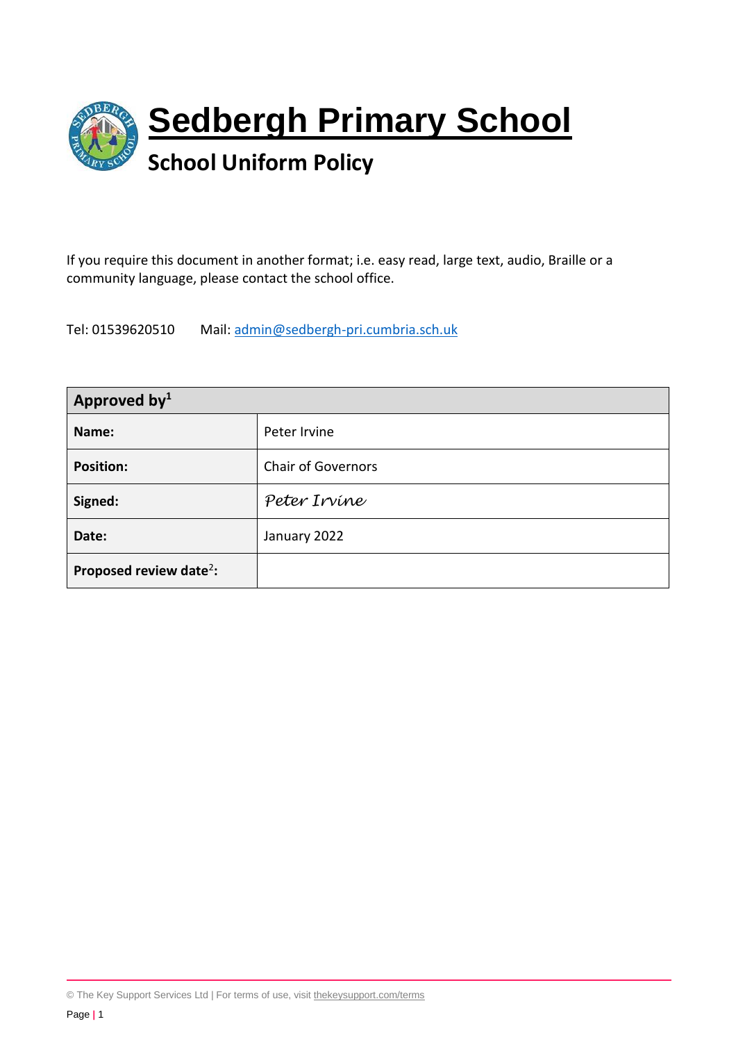# Sedbergh Primary School

## School Uniform Policy

If you require this document in another format; i.e. easy read, large text, audio, Braille or a community language, please contact the school office.

Tel: 01539620510 Mail: admin@sedbergh-pri.cumbria.sch.uk

| Approved by[1] | |
|---|---|
| **Name:** | Peter Irvine |
| **Position:** | Chair of Governors |
| **Signed:** | *Peter Irvine* |
| **Date:** | January 2022 |
| **Proposed review date[2]:** | |

© The Key Support Services Ltd | For terms of use, visit thekeysupport.com/terms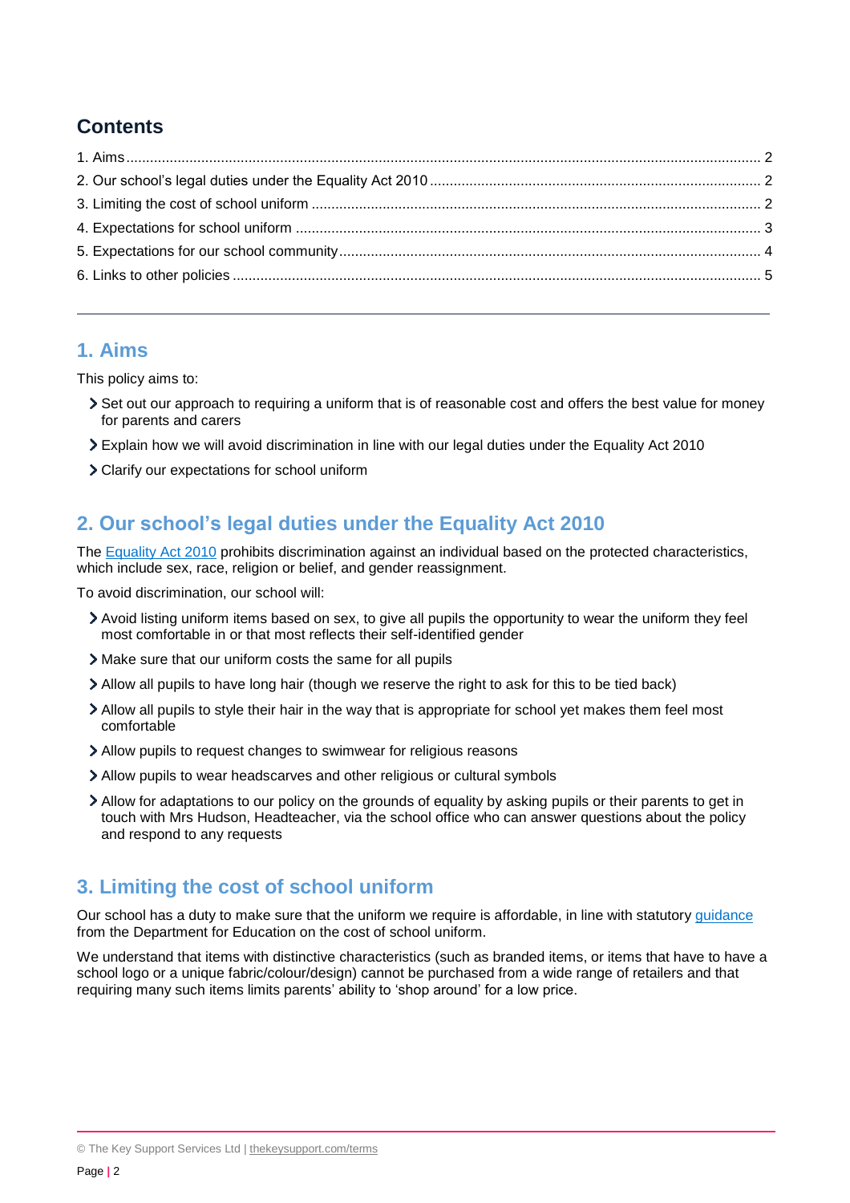## Contents

1. Aims ..... 2
2. Our school's legal duties under the Equality Act 2010 ..... 2
3. Limiting the cost of school uniform ..... 2
4. Expectations for school uniform ..... 3
5. Expectations for our school community ..... 4
6. Links to other policies ..... 5

---

## 1. Aims

This policy aims to:

- Set out our approach to requiring a uniform that is of reasonable cost and offers the best value for money for parents and carers
- Explain how we will avoid discrimination in line with our legal duties under the Equality Act 2010
- Clarify our expectations for school uniform

## 2. Our school's legal duties under the Equality Act 2010

The Equality Act 2010 prohibits discrimination against an individual based on the protected characteristics, which include sex, race, religion or belief, and gender reassignment.

To avoid discrimination, our school will:

- Avoid listing uniform items based on sex, to give all pupils the opportunity to wear the uniform they feel most comfortable in or that most reflects their self-identified gender
- Make sure that our uniform costs the same for all pupils
- Allow all pupils to have long hair (though we reserve the right to ask for this to be tied back)
- Allow all pupils to style their hair in the way that is appropriate for school yet makes them feel most comfortable
- Allow pupils to request changes to swimwear for religious reasons
- Allow pupils to wear headscarves and other religious or cultural symbols
- Allow for adaptations to our policy on the grounds of equality by asking pupils or their parents to get in touch with Mrs Hudson, Headteacher, via the school office who can answer questions about the policy and respond to any requests

## 3. Limiting the cost of school uniform

Our school has a duty to make sure that the uniform we require is affordable, in line with statutory guidance from the Department for Education on the cost of school uniform.

We understand that items with distinctive characteristics (such as branded items, or items that have to have a school logo or a unique fabric/colour/design) cannot be purchased from a wide range of retailers and that requiring many such items limits parents' ability to 'shop around' for a low price.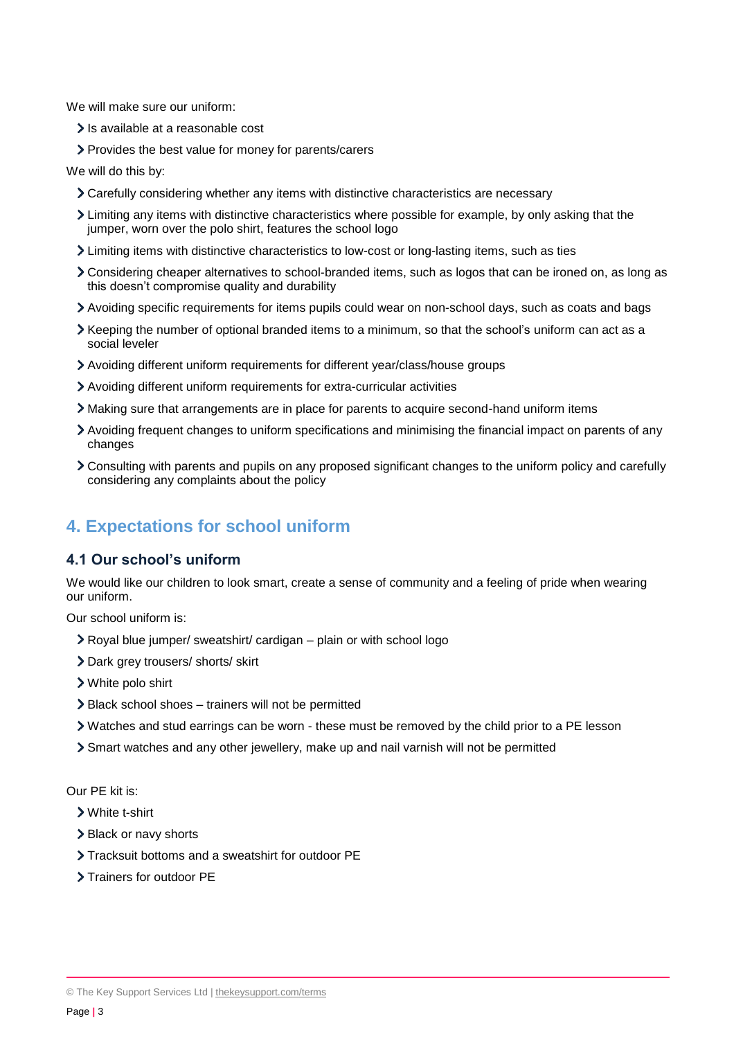We will make sure our uniform:

- Is available at a reasonable cost
- Provides the best value for money for parents/carers

We will do this by:

- Carefully considering whether any items with distinctive characteristics are necessary
- Limiting any items with distinctive characteristics where possible for example, by only asking that the jumper, worn over the polo shirt, features the school logo
- Limiting items with distinctive characteristics to low-cost or long-lasting items, such as ties
- Considering cheaper alternatives to school-branded items, such as logos that can be ironed on, as long as this doesn't compromise quality and durability
- Avoiding specific requirements for items pupils could wear on non-school days, such as coats and bags
- Keeping the number of optional branded items to a minimum, so that the school's uniform can act as a social leveler
- Avoiding different uniform requirements for different year/class/house groups
- Avoiding different uniform requirements for extra-curricular activities
- Making sure that arrangements are in place for parents to acquire second-hand uniform items
- Avoiding frequent changes to uniform specifications and minimising the financial impact on parents of any changes
- Consulting with parents and pupils on any proposed significant changes to the uniform policy and carefully considering any complaints about the policy

## 4. Expectations for school uniform

### 4.1 Our school's uniform

We would like our children to look smart, create a sense of community and a feeling of pride when wearing our uniform.

Our school uniform is:

- Royal blue jumper/ sweatshirt/ cardigan – plain or with school logo
- Dark grey trousers/ shorts/ skirt
- White polo shirt
- Black school shoes – trainers will not be permitted
- Watches and stud earrings can be worn - these must be removed by the child prior to a PE lesson
- Smart watches and any other jewellery, make up and nail varnish will not be permitted

Our PE kit is:

- White t-shirt
- Black or navy shorts
- Tracksuit bottoms and a sweatshirt for outdoor PE
- Trainers for outdoor PE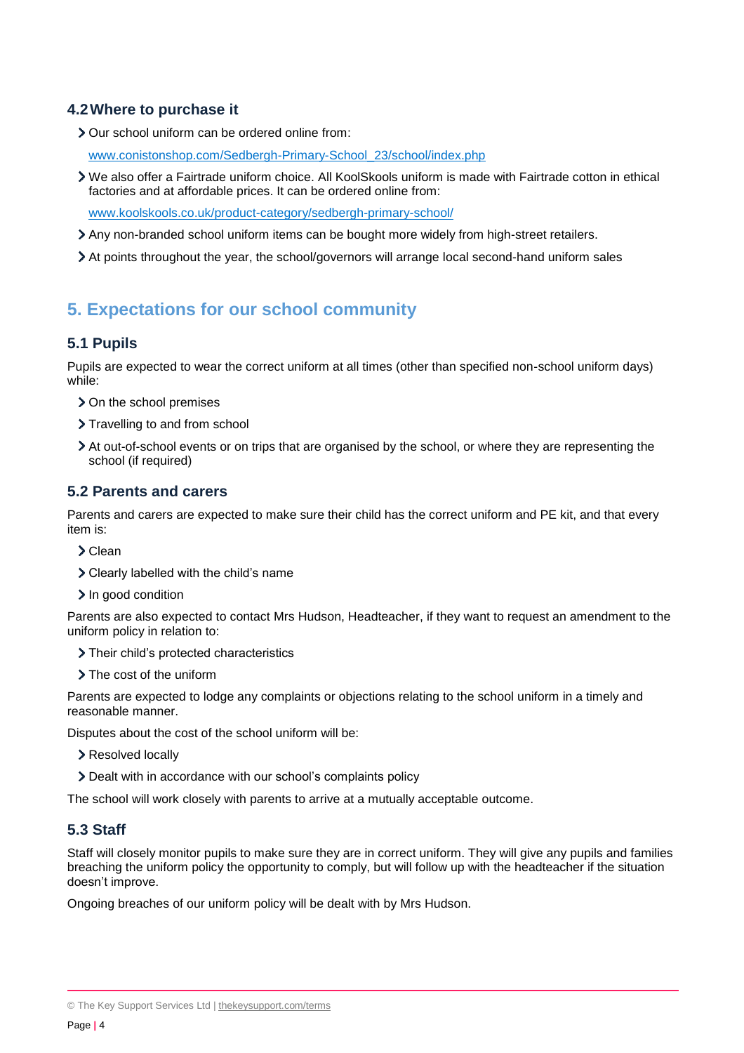### 4.2 Where to purchase it

- Our school uniform can be ordered online from:

  [www.conistonshop.com/Sedbergh-Primary-School_23/school/index.php](http://www.conistonshop.com/Sedbergh-Primary-School_23/school/index.php)

- We also offer a Fairtrade uniform choice. All KoolSkools uniform is made with Fairtrade cotton in ethical factories and at affordable prices. It can be ordered online from:

  [www.koolskools.co.uk/product-category/sedbergh-primary-school/](http://www.koolskools.co.uk/product-category/sedbergh-primary-school/)

- Any non-branded school uniform items can be bought more widely from high-street retailers.
- At points throughout the year, the school/governors will arrange local second-hand uniform sales

## 5. Expectations for our school community

### 5.1 Pupils

Pupils are expected to wear the correct uniform at all times (other than specified non-school uniform days) while:

- On the school premises
- Travelling to and from school
- At out-of-school events or on trips that are organised by the school, or where they are representing the school (if required)

### 5.2 Parents and carers

Parents and carers are expected to make sure their child has the correct uniform and PE kit, and that every item is:

- Clean
- Clearly labelled with the child's name
- In good condition

Parents are also expected to contact Mrs Hudson, Headteacher, if they want to request an amendment to the uniform policy in relation to:

- Their child's protected characteristics
- The cost of the uniform

Parents are expected to lodge any complaints or objections relating to the school uniform in a timely and reasonable manner.

Disputes about the cost of the school uniform will be:

- Resolved locally
- Dealt with in accordance with our school's complaints policy

The school will work closely with parents to arrive at a mutually acceptable outcome.

### 5.3 Staff

Staff will closely monitor pupils to make sure they are in correct uniform. They will give any pupils and families breaching the uniform policy the opportunity to comply, but will follow up with the headteacher if the situation doesn't improve.

Ongoing breaches of our uniform policy will be dealt with by Mrs Hudson.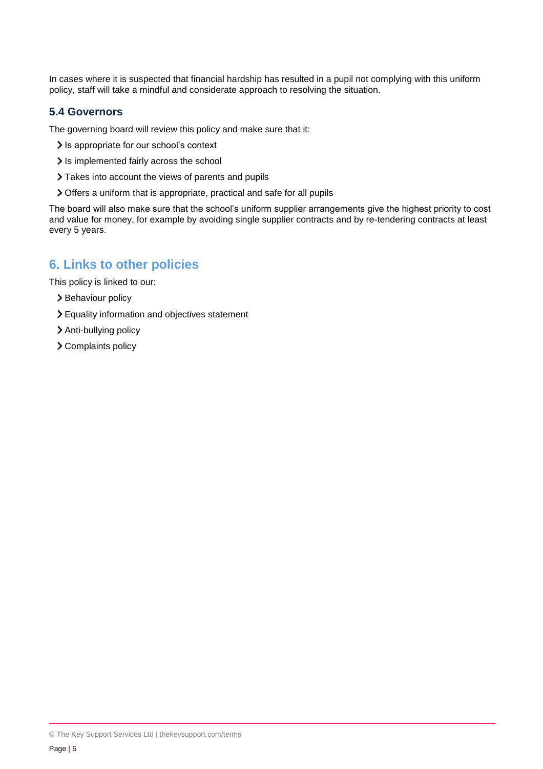In cases where it is suspected that financial hardship has resulted in a pupil not complying with this uniform policy, staff will take a mindful and considerate approach to resolving the situation.

### 5.4 Governors

The governing board will review this policy and make sure that it:

- Is appropriate for our school's context
- Is implemented fairly across the school
- Takes into account the views of parents and pupils
- Offers a uniform that is appropriate, practical and safe for all pupils

The board will also make sure that the school's uniform supplier arrangements give the highest priority to cost and value for money, for example by avoiding single supplier contracts and by re-tendering contracts at least every 5 years.

## 6. Links to other policies

This policy is linked to our:

- Behaviour policy
- Equality information and objectives statement
- Anti-bullying policy
- Complaints policy